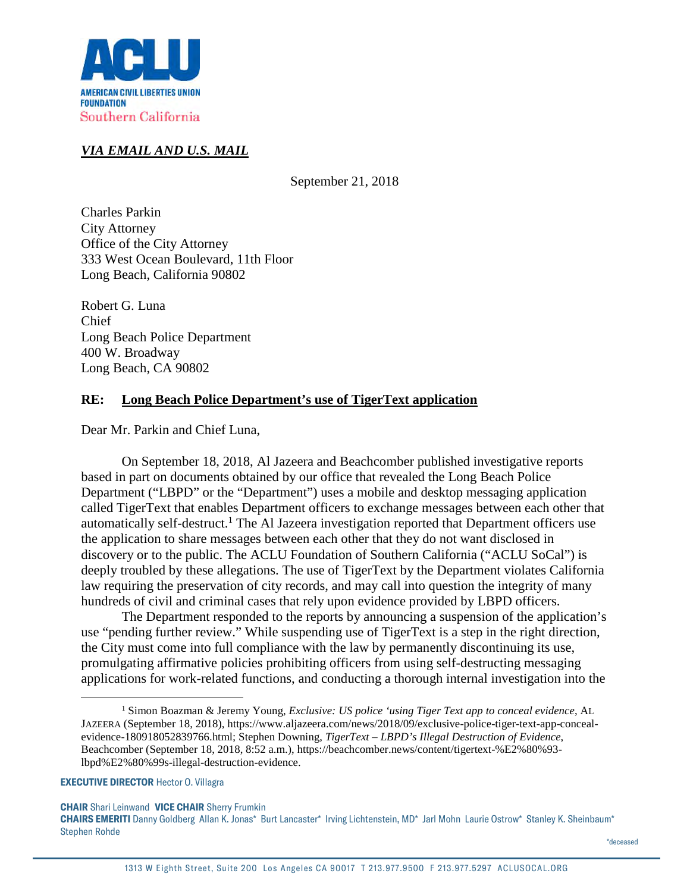AMERICAN CIVIL LIBERTIES UNION FOUNDATION
Southern California

***VIA EMAIL AND U.S. MAIL***

September 21, 2018

Charles Parkin
City Attorney
Office of the City Attorney
333 West Ocean Boulevard, 11th Floor
Long Beach, California 90802

Robert G. Luna
Chief
Long Beach Police Department
400 W. Broadway
Long Beach, CA 90802

**RE: Long Beach Police Department's use of TigerText application**

Dear Mr. Parkin and Chief Luna,

On September 18, 2018, Al Jazeera and Beachcomber published investigative reports based in part on documents obtained by our office that revealed the Long Beach Police Department ("LBPD" or the "Department") uses a mobile and desktop messaging application called TigerText that enables Department officers to exchange messages between each other that automatically self-destruct.[1] The Al Jazeera investigation reported that Department officers use the application to share messages between each other that they do not want disclosed in discovery or to the public. The ACLU Foundation of Southern California ("ACLU SoCal") is deeply troubled by these allegations. The use of TigerText by the Department violates California law requiring the preservation of city records, and may call into question the integrity of many hundreds of civil and criminal cases that rely upon evidence provided by LBPD officers.

The Department responded to the reports by announcing a suspension of the application's use "pending further review." While suspending use of TigerText is a step in the right direction, the City must come into full compliance with the law by permanently discontinuing its use, promulgating affirmative policies prohibiting officers from using self-destructing messaging applications for work-related functions, and conducting a thorough internal investigation into the

[1] Simon Boazman & Jeremy Young, *Exclusive: US police 'using Tiger Text app to conceal evidence*, AL JAZEERA (September 18, 2018), https://www.aljazeera.com/news/2018/09/exclusive-police-tiger-text-app-conceal-evidence-180918052839766.html; Stephen Downing, *TigerText – LBPD's Illegal Destruction of Evidence*, Beachcomber (September 18, 2018, 8:52 a.m.), https://beachcomber.news/content/tigertext-%E2%80%93-lbpd%E2%80%99s-illegal-destruction-evidence.

**EXECUTIVE DIRECTOR** Hector O. Villagra

**CHAIR** Shari Leinwand **VICE CHAIR** Sherry Frumkin
**CHAIRS EMERITI** Danny Goldberg Allan K. Jonas* Burt Lancaster* Irving Lichtenstein, MD* Jarl Mohn Laurie Ostrow* Stanley K. Sheinbaum* Stephen Rohde

*deceased

1313 W Eighth Street, Suite 200 Los Angeles CA 90017 T 213.977.9500 F 213.977.5297 ACLUSOCAL.ORG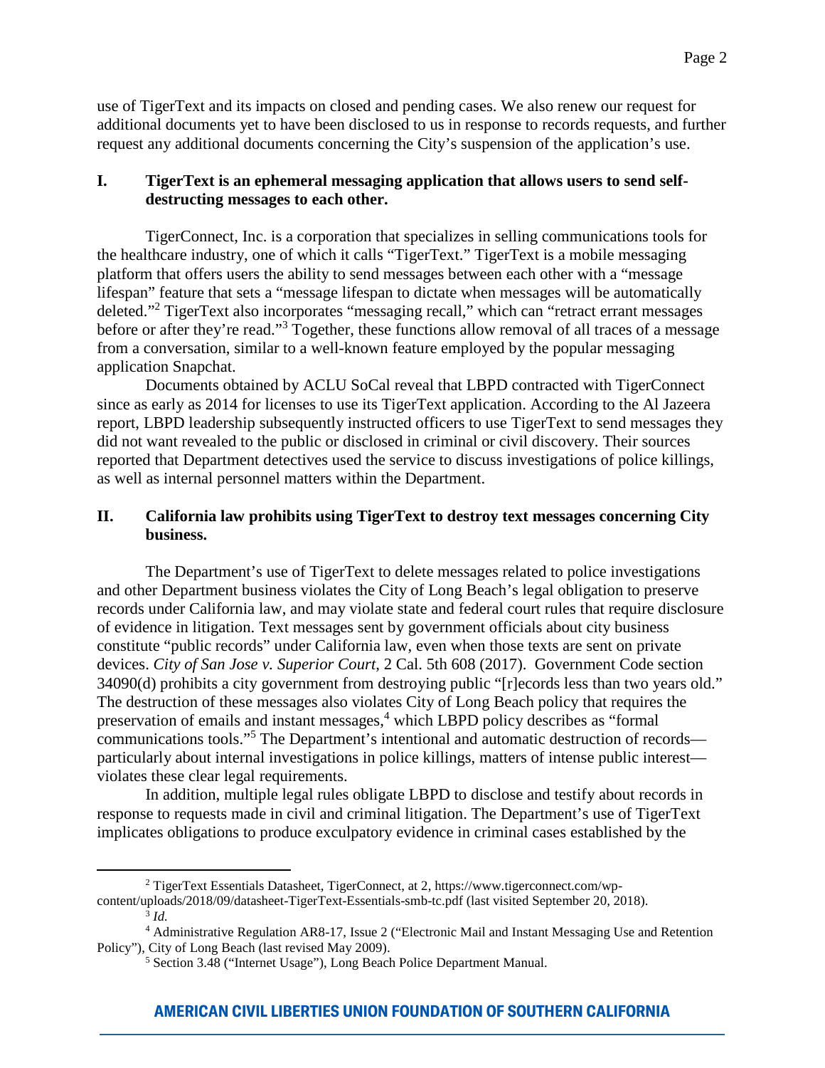use of TigerText and its impacts on closed and pending cases. We also renew our request for additional documents yet to have been disclosed to us in response to records requests, and further request any additional documents concerning the City's suspension of the application's use.

## I. TigerText is an ephemeral messaging application that allows users to send self-destructing messages to each other.

TigerConnect, Inc. is a corporation that specializes in selling communications tools for the healthcare industry, one of which it calls "TigerText." TigerText is a mobile messaging platform that offers users the ability to send messages between each other with a "message lifespan" feature that sets a "message lifespan to dictate when messages will be automatically deleted."[2] TigerText also incorporates "messaging recall," which can "retract errant messages before or after they're read."[3] Together, these functions allow removal of all traces of a message from a conversation, similar to a well-known feature employed by the popular messaging application Snapchat.

Documents obtained by ACLU SoCal reveal that LBPD contracted with TigerConnect since as early as 2014 for licenses to use its TigerText application. According to the Al Jazeera report, LBPD leadership subsequently instructed officers to use TigerText to send messages they did not want revealed to the public or disclosed in criminal or civil discovery. Their sources reported that Department detectives used the service to discuss investigations of police killings, as well as internal personnel matters within the Department.

## II. California law prohibits using TigerText to destroy text messages concerning City business.

The Department's use of TigerText to delete messages related to police investigations and other Department business violates the City of Long Beach's legal obligation to preserve records under California law, and may violate state and federal court rules that require disclosure of evidence in litigation. Text messages sent by government officials about city business constitute "public records" under California law, even when those texts are sent on private devices. *City of San Jose v. Superior Court*, 2 Cal. 5th 608 (2017). Government Code section 34090(d) prohibits a city government from destroying public "[r]ecords less than two years old." The destruction of these messages also violates City of Long Beach policy that requires the preservation of emails and instant messages,[4] which LBPD policy describes as "formal communications tools."[5] The Department's intentional and automatic destruction of records—particularly about internal investigations in police killings, matters of intense public interest—violates these clear legal requirements.

In addition, multiple legal rules obligate LBPD to disclose and testify about records in response to requests made in civil and criminal litigation. The Department's use of TigerText implicates obligations to produce exculpatory evidence in criminal cases established by the

---

[2] TigerText Essentials Datasheet, TigerConnect, at 2, https://www.tigerconnect.com/wp-content/uploads/2018/09/datasheet-TigerText-Essentials-smb-tc.pdf (last visited September 20, 2018).

[3] *Id.*

[4] Administrative Regulation AR8-17, Issue 2 ("Electronic Mail and Instant Messaging Use and Retention Policy"), City of Long Beach (last revised May 2009).

[5] Section 3.48 ("Internet Usage"), Long Beach Police Department Manual.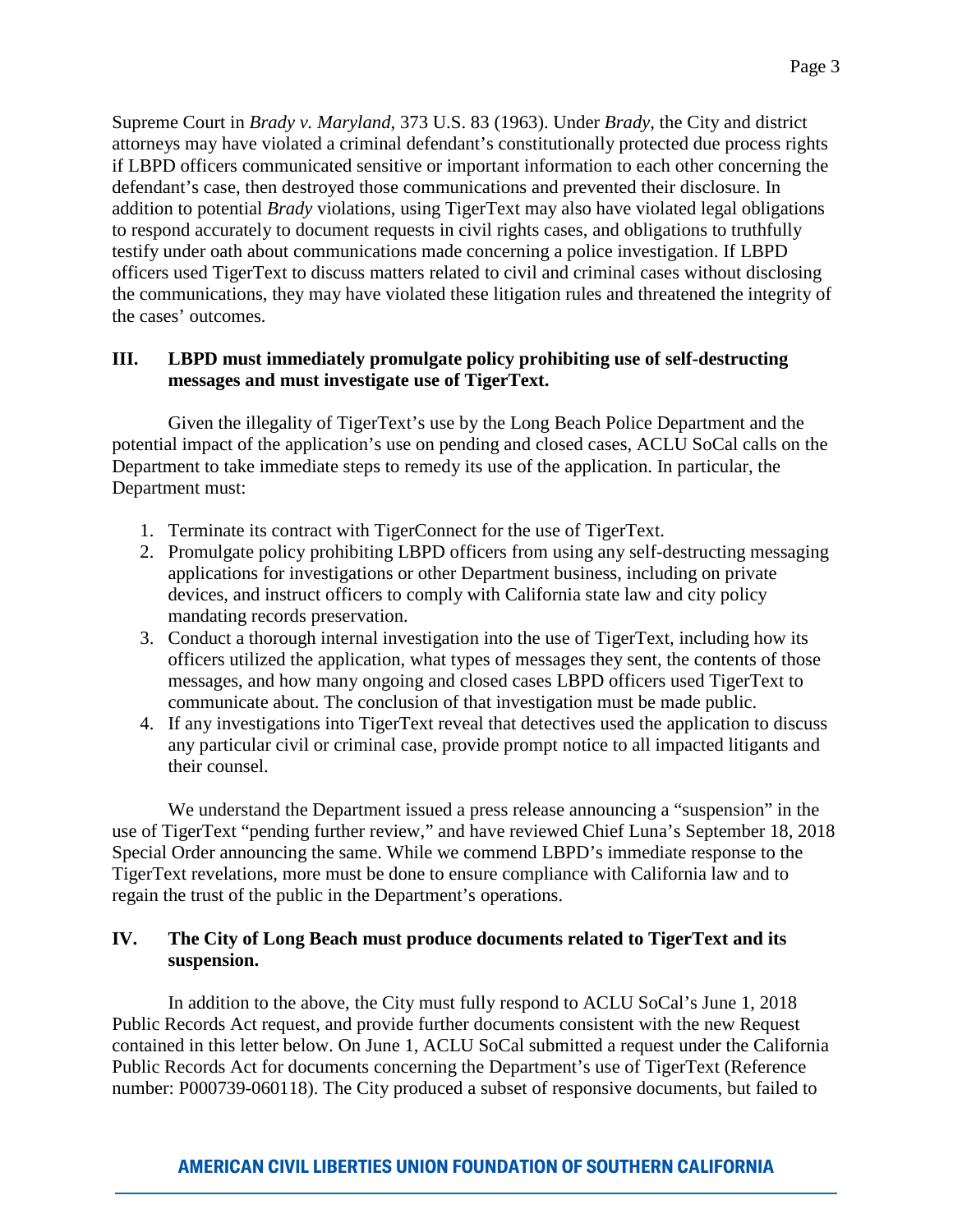Supreme Court in *Brady v. Maryland*, 373 U.S. 83 (1963). Under *Brady*, the City and district attorneys may have violated a criminal defendant's constitutionally protected due process rights if LBPD officers communicated sensitive or important information to each other concerning the defendant's case, then destroyed those communications and prevented their disclosure. In addition to potential *Brady* violations, using TigerText may also have violated legal obligations to respond accurately to document requests in civil rights cases, and obligations to truthfully testify under oath about communications made concerning a police investigation. If LBPD officers used TigerText to discuss matters related to civil and criminal cases without disclosing the communications, they may have violated these litigation rules and threatened the integrity of the cases' outcomes.

## III. LBPD must immediately promulgate policy prohibiting use of self-destructing messages and must investigate use of TigerText.

Given the illegality of TigerText's use by the Long Beach Police Department and the potential impact of the application's use on pending and closed cases, ACLU SoCal calls on the Department to take immediate steps to remedy its use of the application. In particular, the Department must:

1. Terminate its contract with TigerConnect for the use of TigerText.
2. Promulgate policy prohibiting LBPD officers from using any self-destructing messaging applications for investigations or other Department business, including on private devices, and instruct officers to comply with California state law and city policy mandating records preservation.
3. Conduct a thorough internal investigation into the use of TigerText, including how its officers utilized the application, what types of messages they sent, the contents of those messages, and how many ongoing and closed cases LBPD officers used TigerText to communicate about. The conclusion of that investigation must be made public.
4. If any investigations into TigerText reveal that detectives used the application to discuss any particular civil or criminal case, provide prompt notice to all impacted litigants and their counsel.

We understand the Department issued a press release announcing a "suspension" in the use of TigerText "pending further review," and have reviewed Chief Luna's September 18, 2018 Special Order announcing the same. While we commend LBPD's immediate response to the TigerText revelations, more must be done to ensure compliance with California law and to regain the trust of the public in the Department's operations.

## IV. The City of Long Beach must produce documents related to TigerText and its suspension.

In addition to the above, the City must fully respond to ACLU SoCal's June 1, 2018 Public Records Act request, and provide further documents consistent with the new Request contained in this letter below. On June 1, ACLU SoCal submitted a request under the California Public Records Act for documents concerning the Department's use of TigerText (Reference number: P000739-060118). The City produced a subset of responsive documents, but failed to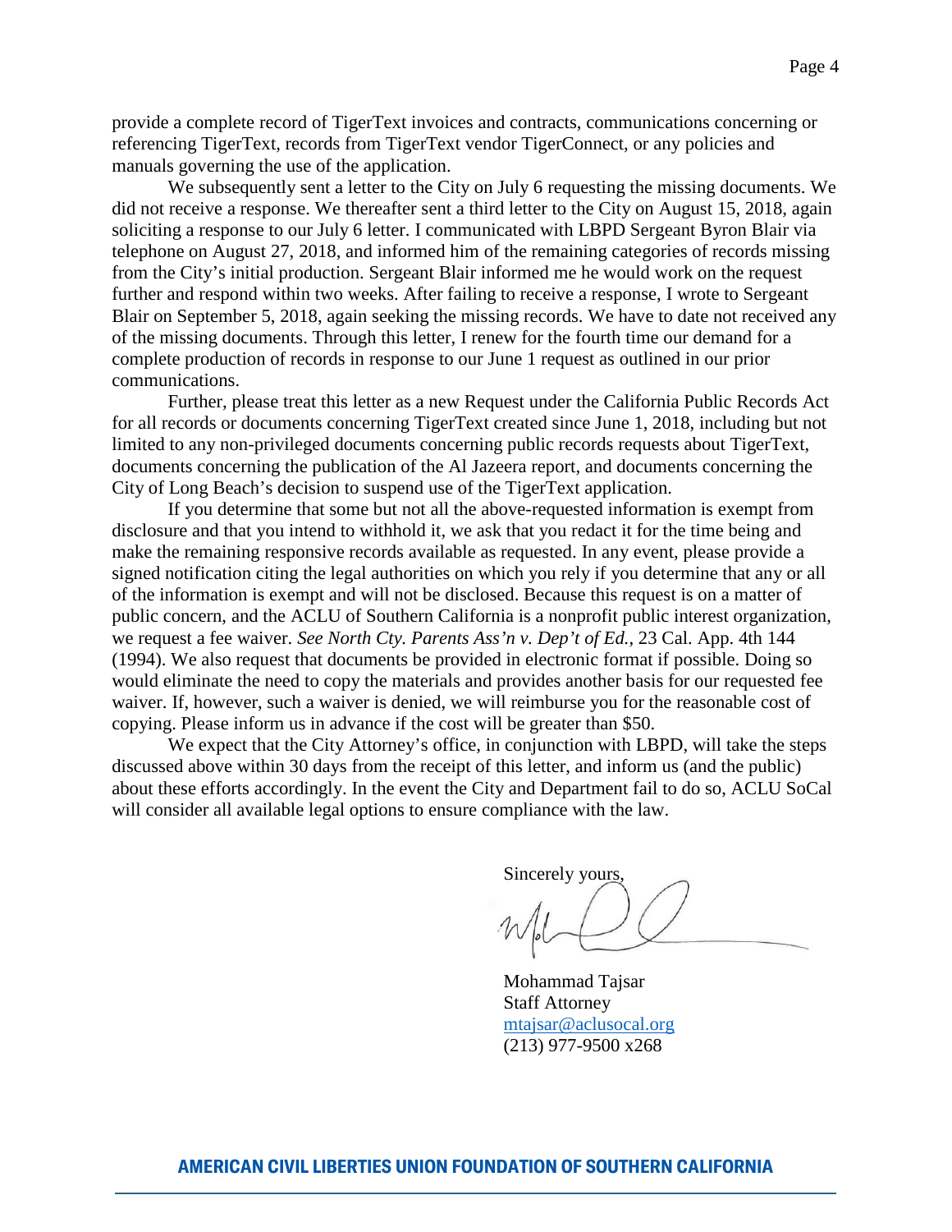provide a complete record of TigerText invoices and contracts, communications concerning or referencing TigerText, records from TigerText vendor TigerConnect, or any policies and manuals governing the use of the application.

We subsequently sent a letter to the City on July 6 requesting the missing documents. We did not receive a response. We thereafter sent a third letter to the City on August 15, 2018, again soliciting a response to our July 6 letter. I communicated with LBPD Sergeant Byron Blair via telephone on August 27, 2018, and informed him of the remaining categories of records missing from the City's initial production. Sergeant Blair informed me he would work on the request further and respond within two weeks. After failing to receive a response, I wrote to Sergeant Blair on September 5, 2018, again seeking the missing records. We have to date not received any of the missing documents. Through this letter, I renew for the fourth time our demand for a complete production of records in response to our June 1 request as outlined in our prior communications.

Further, please treat this letter as a new Request under the California Public Records Act for all records or documents concerning TigerText created since June 1, 2018, including but not limited to any non-privileged documents concerning public records requests about TigerText, documents concerning the publication of the Al Jazeera report, and documents concerning the City of Long Beach's decision to suspend use of the TigerText application.

If you determine that some but not all the above-requested information is exempt from disclosure and that you intend to withhold it, we ask that you redact it for the time being and make the remaining responsive records available as requested. In any event, please provide a signed notification citing the legal authorities on which you rely if you determine that any or all of the information is exempt and will not be disclosed. Because this request is on a matter of public concern, and the ACLU of Southern California is a nonprofit public interest organization, we request a fee waiver. *See North Cty. Parents Ass'n v. Dep't of Ed.*, 23 Cal. App. 4th 144 (1994). We also request that documents be provided in electronic format if possible. Doing so would eliminate the need to copy the materials and provides another basis for our requested fee waiver. If, however, such a waiver is denied, we will reimburse you for the reasonable cost of copying. Please inform us in advance if the cost will be greater than $50.

We expect that the City Attorney's office, in conjunction with LBPD, will take the steps discussed above within 30 days from the receipt of this letter, and inform us (and the public) about these efforts accordingly. In the event the City and Department fail to do so, ACLU SoCal will consider all available legal options to ensure compliance with the law.

Sincerely yours,

Mohammad Tajsar
Staff Attorney
mtajsar@aclusocal.org
(213) 977-9500 x268